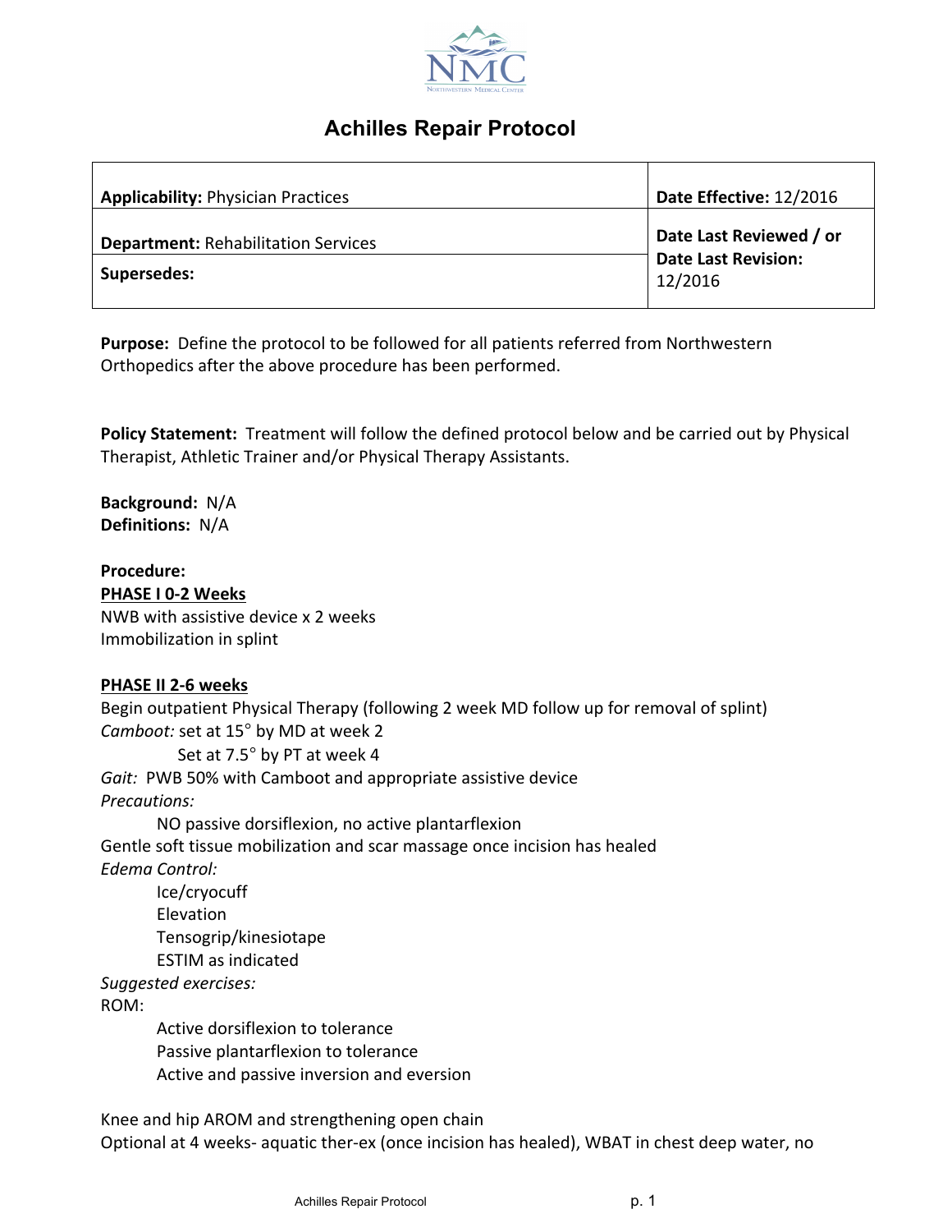# Achilles Repair Protocol

| **Applicability:** Physician Practices | **Date Effective:** 12/2016 |
|---|---|
| **Department:** Rehabilitation Services | **Date Last Reviewed / or Date Last Revision:** 12/2016 |
| **Supersedes:** | |

**Purpose:** Define the protocol to be followed for all patients referred from Northwestern Orthopedics after the above procedure has been performed.

**Policy Statement:** Treatment will follow the defined protocol below and be carried out by Physical Therapist, Athletic Trainer and/or Physical Therapy Assistants.

**Background:** N/A
**Definitions:** N/A

**Procedure:**

**PHASE I 0-2 Weeks**

NWB with assistive device x 2 weeks
Immobilization in splint

**PHASE II 2-6 weeks**

Begin outpatient Physical Therapy (following 2 week MD follow up for removal of splint)

*Camboot:* set at 15° by MD at week 2
Set at 7.5° by PT at week 4

*Gait:* PWB 50% with Camboot and appropriate assistive device

*Precautions:*

- NO passive dorsiflexion, no active plantarflexion

Gentle soft tissue mobilization and scar massage once incision has healed

*Edema Control:*

- Ice/cryocuff
- Elevation
- Tensogrip/kinesiotape
- ESTIM as indicated

*Suggested exercises:*

ROM:

- Active dorsiflexion to tolerance
- Passive plantarflexion to tolerance
- Active and passive inversion and eversion

Knee and hip AROM and strengthening open chain

Optional at 4 weeks- aquatic ther-ex (once incision has healed), WBAT in chest deep water, no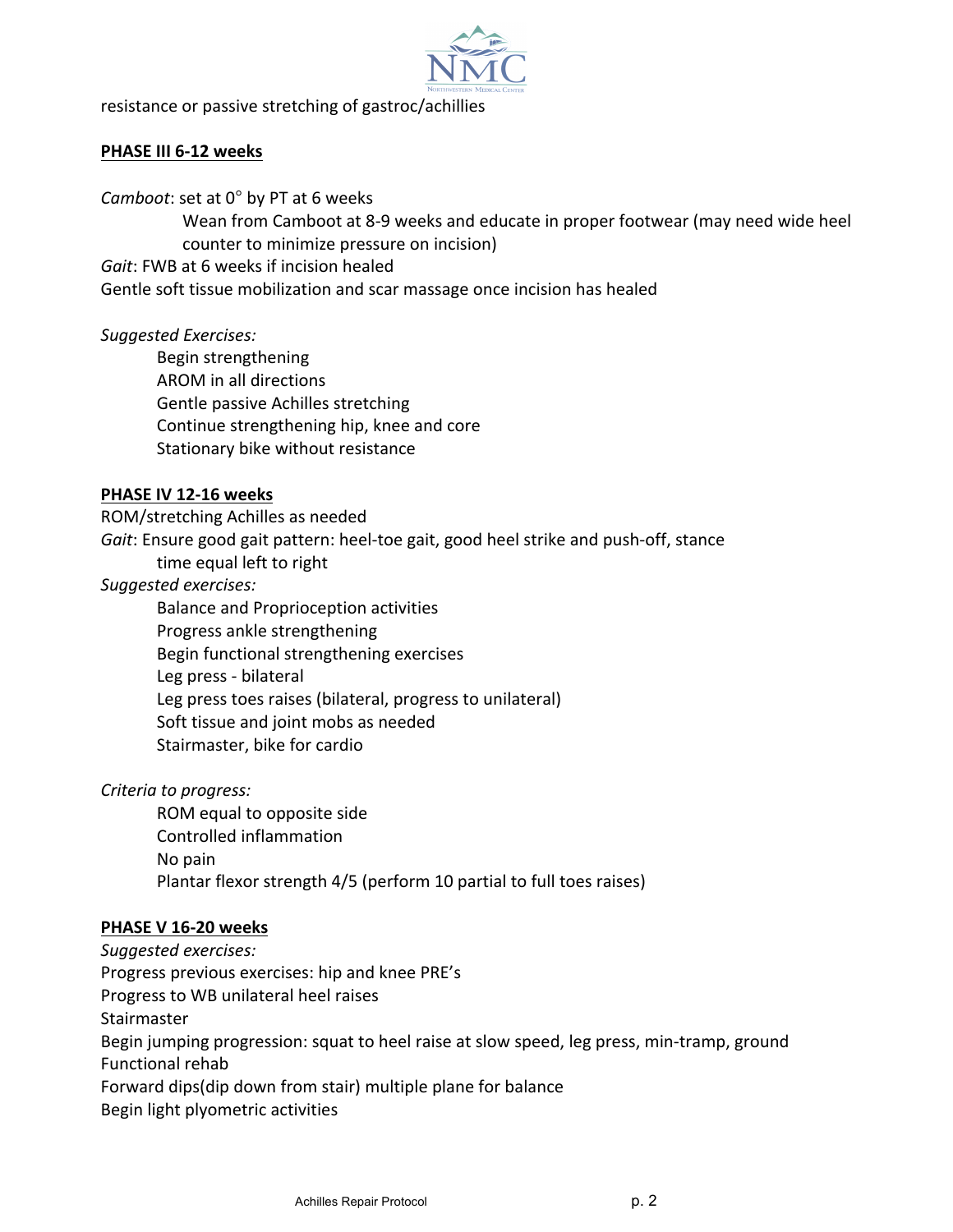resistance or passive stretching of gastroc/achillies

**PHASE III 6-12 weeks**

*Camboot*: set at 0° by PT at 6 weeks

Wean from Camboot at 8-9 weeks and educate in proper footwear (may need wide heel counter to minimize pressure on incision)

*Gait*: FWB at 6 weeks if incision healed

Gentle soft tissue mobilization and scar massage once incision has healed

*Suggested Exercises:*

- Begin strengthening
- AROM in all directions
- Gentle passive Achilles stretching
- Continue strengthening hip, knee and core
- Stationary bike without resistance

**PHASE IV 12-16 weeks**

ROM/stretching Achilles as needed

*Gait*: Ensure good gait pattern: heel-toe gait, good heel strike and push-off, stance time equal left to right

*Suggested exercises:*

- Balance and Proprioception activities
- Progress ankle strengthening
- Begin functional strengthening exercises
- Leg press - bilateral
- Leg press toes raises (bilateral, progress to unilateral)
- Soft tissue and joint mobs as needed
- Stairmaster, bike for cardio

*Criteria to progress:*

- ROM equal to opposite side
- Controlled inflammation
- No pain
- Plantar flexor strength 4/5 (perform 10 partial to full toes raises)

**PHASE V 16-20 weeks**

*Suggested exercises:*

Progress previous exercises: hip and knee PRE's

Progress to WB unilateral heel raises

Stairmaster

Begin jumping progression: squat to heel raise at slow speed, leg press, min-tramp, ground

Functional rehab

Forward dips(dip down from stair) multiple plane for balance

Begin light plyometric activities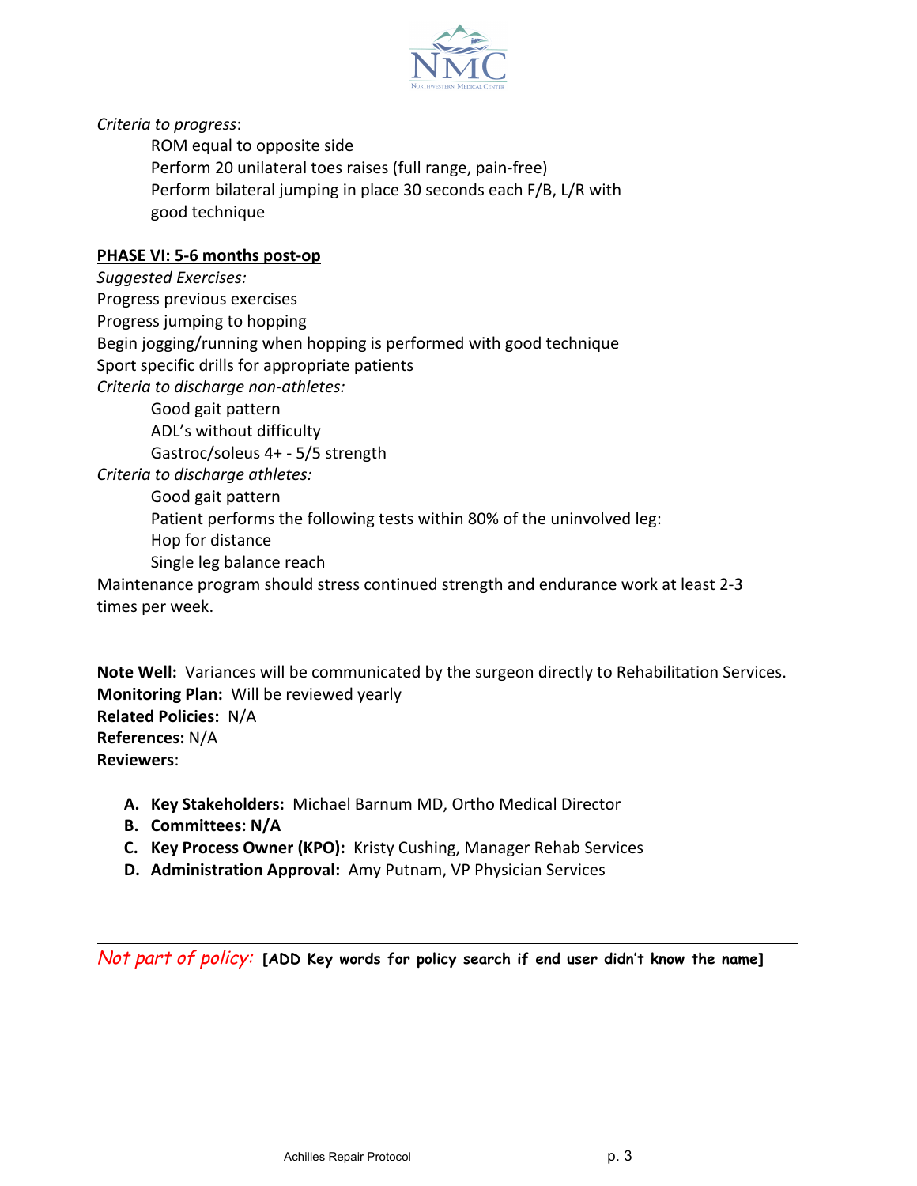*Criteria to progress*:

- ROM equal to opposite side
- Perform 20 unilateral toes raises (full range, pain-free)
- Perform bilateral jumping in place 30 seconds each F/B, L/R with good technique

**PHASE VI: 5-6 months post-op**

*Suggested Exercises:*

Progress previous exercises
Progress jumping to hopping
Begin jogging/running when hopping is performed with good technique
Sport specific drills for appropriate patients

*Criteria to discharge non-athletes:*

- Good gait pattern
- ADL's without difficulty
- Gastroc/soleus 4+ - 5/5 strength

*Criteria to discharge athletes:*

- Good gait pattern
- Patient performs the following tests within 80% of the uninvolved leg:
- Hop for distance
- Single leg balance reach

Maintenance program should stress continued strength and endurance work at least 2-3 times per week.

**Note Well:** Variances will be communicated by the surgeon directly to Rehabilitation Services.
**Monitoring Plan:** Will be reviewed yearly
**Related Policies:** N/A
**References:** N/A
**Reviewers**:

A. **Key Stakeholders:** Michael Barnum MD, Ortho Medical Director
B. **Committees: N/A**
C. **Key Process Owner (KPO):** Kristy Cushing, Manager Rehab Services
D. **Administration Approval:** Amy Putnam, VP Physician Services

---

*Not part of policy:* **[ADD Key words for policy search if end user didn't know the name]**